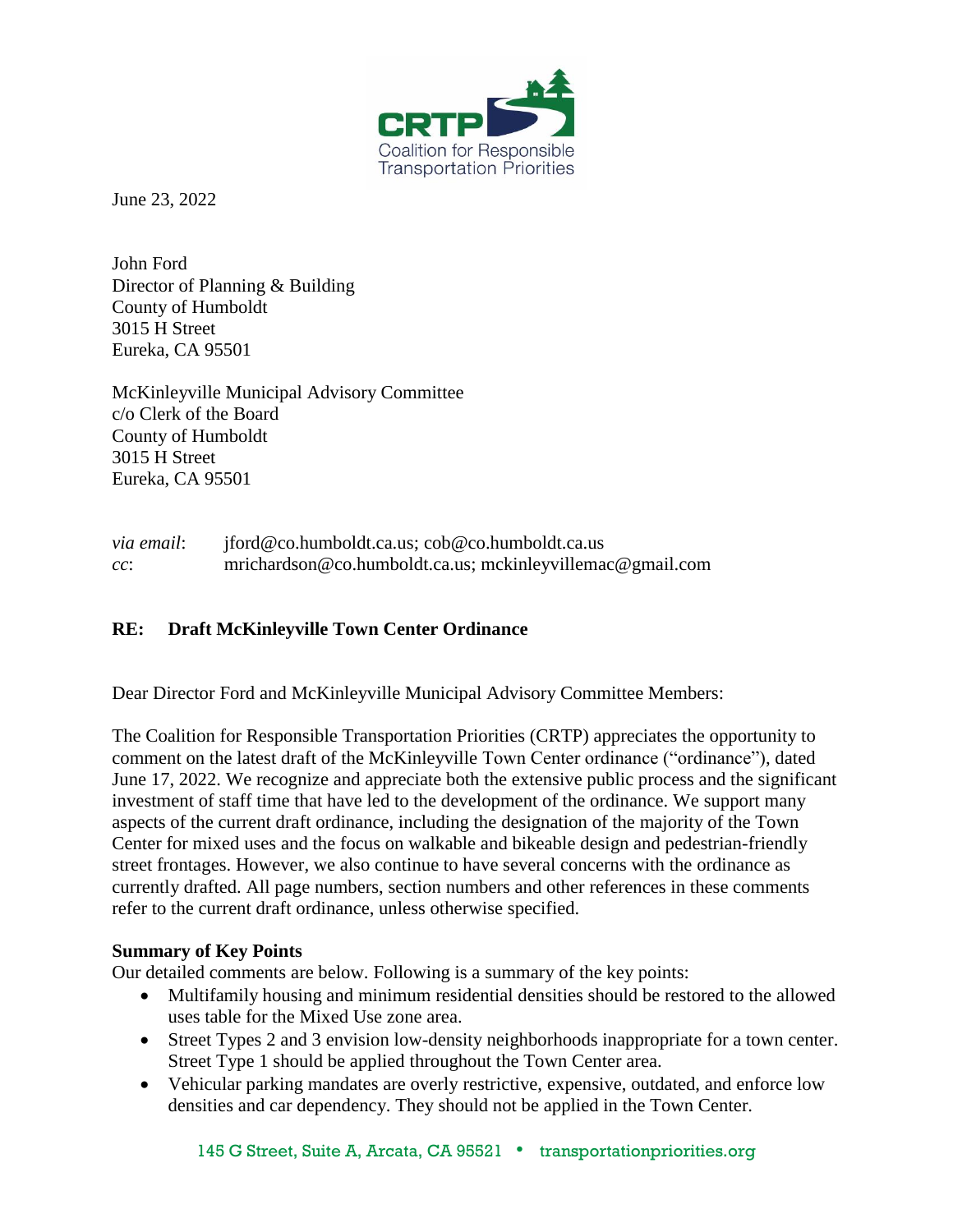CRTP
Coalition for Responsible Transportation Priorities

June 23, 2022

John Ford
Director of Planning & Building
County of Humboldt
3015 H Street
Eureka, CA 95501

McKinleyville Municipal Advisory Committee
c/o Clerk of the Board
County of Humboldt
3015 H Street
Eureka, CA 95501

*via email*: jford@co.humboldt.ca.us; cob@co.humboldt.ca.us
*cc*: mrichardson@co.humboldt.ca.us; mckinleyvillemac@gmail.com

**RE: Draft McKinleyville Town Center Ordinance**

Dear Director Ford and McKinleyville Municipal Advisory Committee Members:

The Coalition for Responsible Transportation Priorities (CRTP) appreciates the opportunity to comment on the latest draft of the McKinleyville Town Center ordinance ("ordinance"), dated June 17, 2022. We recognize and appreciate both the extensive public process and the significant investment of staff time that have led to the development of the ordinance. We support many aspects of the current draft ordinance, including the designation of the majority of the Town Center for mixed uses and the focus on walkable and bikeable design and pedestrian-friendly street frontages. However, we also continue to have several concerns with the ordinance as currently drafted. All page numbers, section numbers and other references in these comments refer to the current draft ordinance, unless otherwise specified.

**Summary of Key Points**

Our detailed comments are below. Following is a summary of the key points:

- Multifamily housing and minimum residential densities should be restored to the allowed uses table for the Mixed Use zone area.
- Street Types 2 and 3 envision low-density neighborhoods inappropriate for a town center. Street Type 1 should be applied throughout the Town Center area.
- Vehicular parking mandates are overly restrictive, expensive, outdated, and enforce low densities and car dependency. They should not be applied in the Town Center.

145 G Street, Suite A, Arcata, CA 95521 • transportationpriorities.org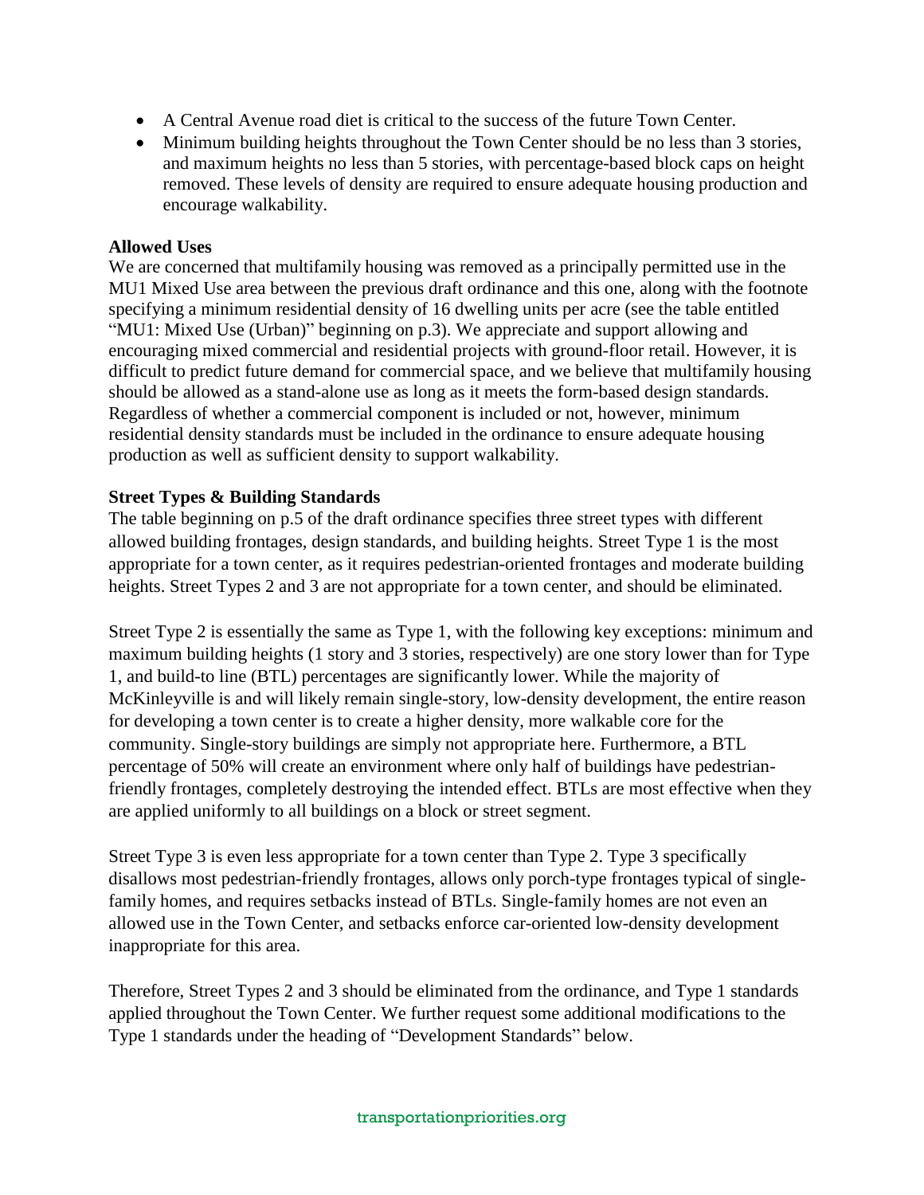- A Central Avenue road diet is critical to the success of the future Town Center.
- Minimum building heights throughout the Town Center should be no less than 3 stories, and maximum heights no less than 5 stories, with percentage-based block caps on height removed. These levels of density are required to ensure adequate housing production and encourage walkability.

**Allowed Uses**

We are concerned that multifamily housing was removed as a principally permitted use in the MU1 Mixed Use area between the previous draft ordinance and this one, along with the footnote specifying a minimum residential density of 16 dwelling units per acre (see the table entitled "MU1: Mixed Use (Urban)" beginning on p.3). We appreciate and support allowing and encouraging mixed commercial and residential projects with ground-floor retail. However, it is difficult to predict future demand for commercial space, and we believe that multifamily housing should be allowed as a stand-alone use as long as it meets the form-based design standards. Regardless of whether a commercial component is included or not, however, minimum residential density standards must be included in the ordinance to ensure adequate housing production as well as sufficient density to support walkability.

**Street Types & Building Standards**

The table beginning on p.5 of the draft ordinance specifies three street types with different allowed building frontages, design standards, and building heights. Street Type 1 is the most appropriate for a town center, as it requires pedestrian-oriented frontages and moderate building heights. Street Types 2 and 3 are not appropriate for a town center, and should be eliminated.

Street Type 2 is essentially the same as Type 1, with the following key exceptions: minimum and maximum building heights (1 story and 3 stories, respectively) are one story lower than for Type 1, and build-to line (BTL) percentages are significantly lower. While the majority of McKinleyville is and will likely remain single-story, low-density development, the entire reason for developing a town center is to create a higher density, more walkable core for the community. Single-story buildings are simply not appropriate here. Furthermore, a BTL percentage of 50% will create an environment where only half of buildings have pedestrian-friendly frontages, completely destroying the intended effect. BTLs are most effective when they are applied uniformly to all buildings on a block or street segment.

Street Type 3 is even less appropriate for a town center than Type 2. Type 3 specifically disallows most pedestrian-friendly frontages, allows only porch-type frontages typical of single-family homes, and requires setbacks instead of BTLs. Single-family homes are not even an allowed use in the Town Center, and setbacks enforce car-oriented low-density development inappropriate for this area.

Therefore, Street Types 2 and 3 should be eliminated from the ordinance, and Type 1 standards applied throughout the Town Center. We further request some additional modifications to the Type 1 standards under the heading of "Development Standards" below.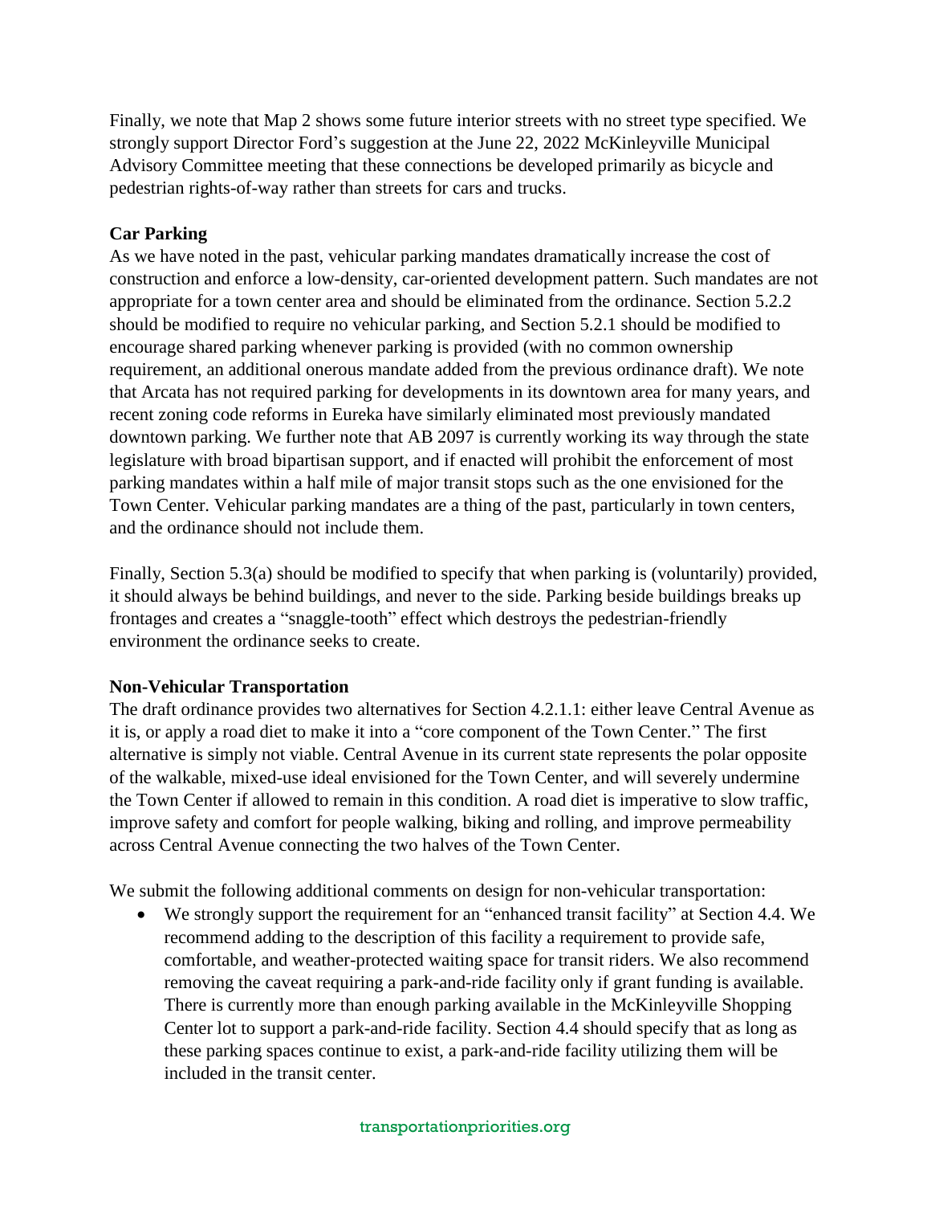Finally, we note that Map 2 shows some future interior streets with no street type specified. We strongly support Director Ford's suggestion at the June 22, 2022 McKinleyville Municipal Advisory Committee meeting that these connections be developed primarily as bicycle and pedestrian rights-of-way rather than streets for cars and trucks.

**Car Parking**

As we have noted in the past, vehicular parking mandates dramatically increase the cost of construction and enforce a low-density, car-oriented development pattern. Such mandates are not appropriate for a town center area and should be eliminated from the ordinance. Section 5.2.2 should be modified to require no vehicular parking, and Section 5.2.1 should be modified to encourage shared parking whenever parking is provided (with no common ownership requirement, an additional onerous mandate added from the previous ordinance draft). We note that Arcata has not required parking for developments in its downtown area for many years, and recent zoning code reforms in Eureka have similarly eliminated most previously mandated downtown parking. We further note that AB 2097 is currently working its way through the state legislature with broad bipartisan support, and if enacted will prohibit the enforcement of most parking mandates within a half mile of major transit stops such as the one envisioned for the Town Center. Vehicular parking mandates are a thing of the past, particularly in town centers, and the ordinance should not include them.

Finally, Section 5.3(a) should be modified to specify that when parking is (voluntarily) provided, it should always be behind buildings, and never to the side. Parking beside buildings breaks up frontages and creates a "snaggle-tooth" effect which destroys the pedestrian-friendly environment the ordinance seeks to create.

**Non-Vehicular Transportation**

The draft ordinance provides two alternatives for Section 4.2.1.1: either leave Central Avenue as it is, or apply a road diet to make it into a "core component of the Town Center." The first alternative is simply not viable. Central Avenue in its current state represents the polar opposite of the walkable, mixed-use ideal envisioned for the Town Center, and will severely undermine the Town Center if allowed to remain in this condition. A road diet is imperative to slow traffic, improve safety and comfort for people walking, biking and rolling, and improve permeability across Central Avenue connecting the two halves of the Town Center.

We submit the following additional comments on design for non-vehicular transportation:

- We strongly support the requirement for an "enhanced transit facility" at Section 4.4. We recommend adding to the description of this facility a requirement to provide safe, comfortable, and weather-protected waiting space for transit riders. We also recommend removing the caveat requiring a park-and-ride facility only if grant funding is available. There is currently more than enough parking available in the McKinleyville Shopping Center lot to support a park-and-ride facility. Section 4.4 should specify that as long as these parking spaces continue to exist, a park-and-ride facility utilizing them will be included in the transit center.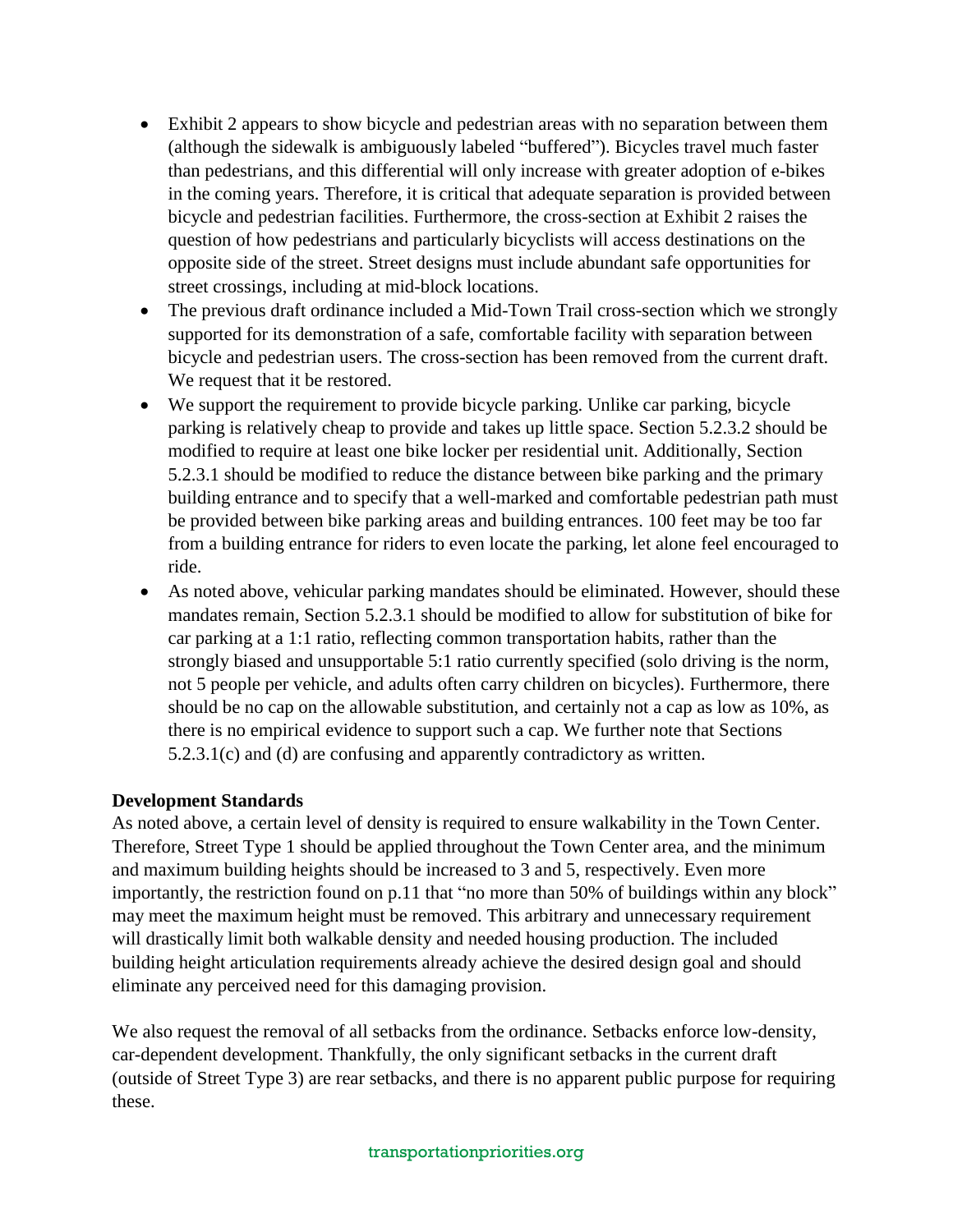- Exhibit 2 appears to show bicycle and pedestrian areas with no separation between them (although the sidewalk is ambiguously labeled "buffered"). Bicycles travel much faster than pedestrians, and this differential will only increase with greater adoption of e-bikes in the coming years. Therefore, it is critical that adequate separation is provided between bicycle and pedestrian facilities. Furthermore, the cross-section at Exhibit 2 raises the question of how pedestrians and particularly bicyclists will access destinations on the opposite side of the street. Street designs must include abundant safe opportunities for street crossings, including at mid-block locations.
- The previous draft ordinance included a Mid-Town Trail cross-section which we strongly supported for its demonstration of a safe, comfortable facility with separation between bicycle and pedestrian users. The cross-section has been removed from the current draft. We request that it be restored.
- We support the requirement to provide bicycle parking. Unlike car parking, bicycle parking is relatively cheap to provide and takes up little space. Section 5.2.3.2 should be modified to require at least one bike locker per residential unit. Additionally, Section 5.2.3.1 should be modified to reduce the distance between bike parking and the primary building entrance and to specify that a well-marked and comfortable pedestrian path must be provided between bike parking areas and building entrances. 100 feet may be too far from a building entrance for riders to even locate the parking, let alone feel encouraged to ride.
- As noted above, vehicular parking mandates should be eliminated. However, should these mandates remain, Section 5.2.3.1 should be modified to allow for substitution of bike for car parking at a 1:1 ratio, reflecting common transportation habits, rather than the strongly biased and unsupportable 5:1 ratio currently specified (solo driving is the norm, not 5 people per vehicle, and adults often carry children on bicycles). Furthermore, there should be no cap on the allowable substitution, and certainly not a cap as low as 10%, as there is no empirical evidence to support such a cap. We further note that Sections 5.2.3.1(c) and (d) are confusing and apparently contradictory as written.

**Development Standards**

As noted above, a certain level of density is required to ensure walkability in the Town Center. Therefore, Street Type 1 should be applied throughout the Town Center area, and the minimum and maximum building heights should be increased to 3 and 5, respectively. Even more importantly, the restriction found on p.11 that "no more than 50% of buildings within any block" may meet the maximum height must be removed. This arbitrary and unnecessary requirement will drastically limit both walkable density and needed housing production. The included building height articulation requirements already achieve the desired design goal and should eliminate any perceived need for this damaging provision.

We also request the removal of all setbacks from the ordinance. Setbacks enforce low-density, car-dependent development. Thankfully, the only significant setbacks in the current draft (outside of Street Type 3) are rear setbacks, and there is no apparent public purpose for requiring these.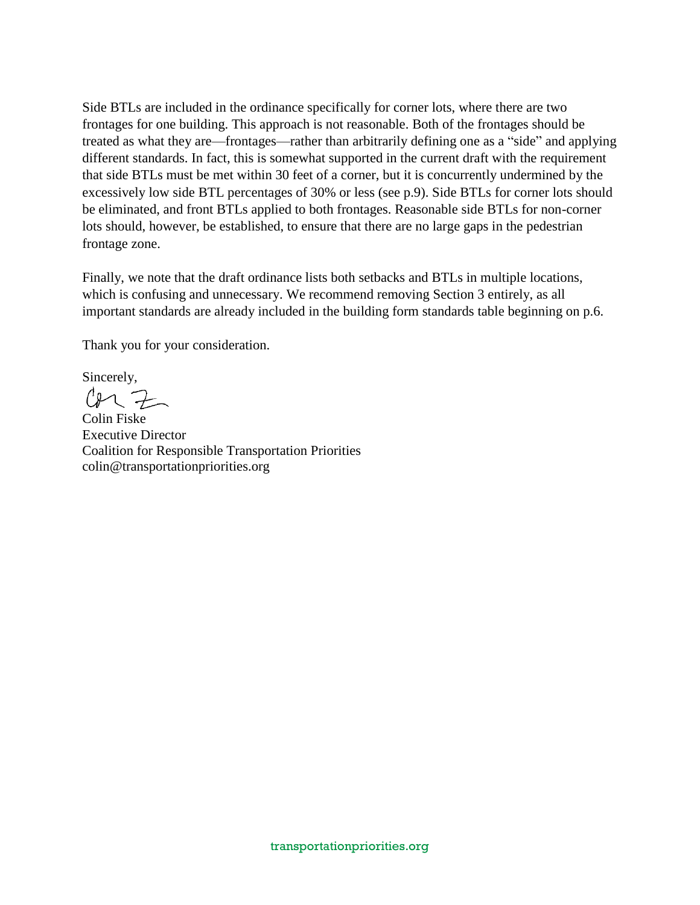Side BTLs are included in the ordinance specifically for corner lots, where there are two frontages for one building. This approach is not reasonable. Both of the frontages should be treated as what they are—frontages—rather than arbitrarily defining one as a "side" and applying different standards. In fact, this is somewhat supported in the current draft with the requirement that side BTLs must be met within 30 feet of a corner, but it is concurrently undermined by the excessively low side BTL percentages of 30% or less (see p.9). Side BTLs for corner lots should be eliminated, and front BTLs applied to both frontages. Reasonable side BTLs for non-corner lots should, however, be established, to ensure that there are no large gaps in the pedestrian frontage zone.

Finally, we note that the draft ordinance lists both setbacks and BTLs in multiple locations, which is confusing and unnecessary. We recommend removing Section 3 entirely, as all important standards are already included in the building form standards table beginning on p.6.

Thank you for your consideration.

Sincerely,

Colin Fiske
Executive Director
Coalition for Responsible Transportation Priorities
colin@transportationpriorities.org